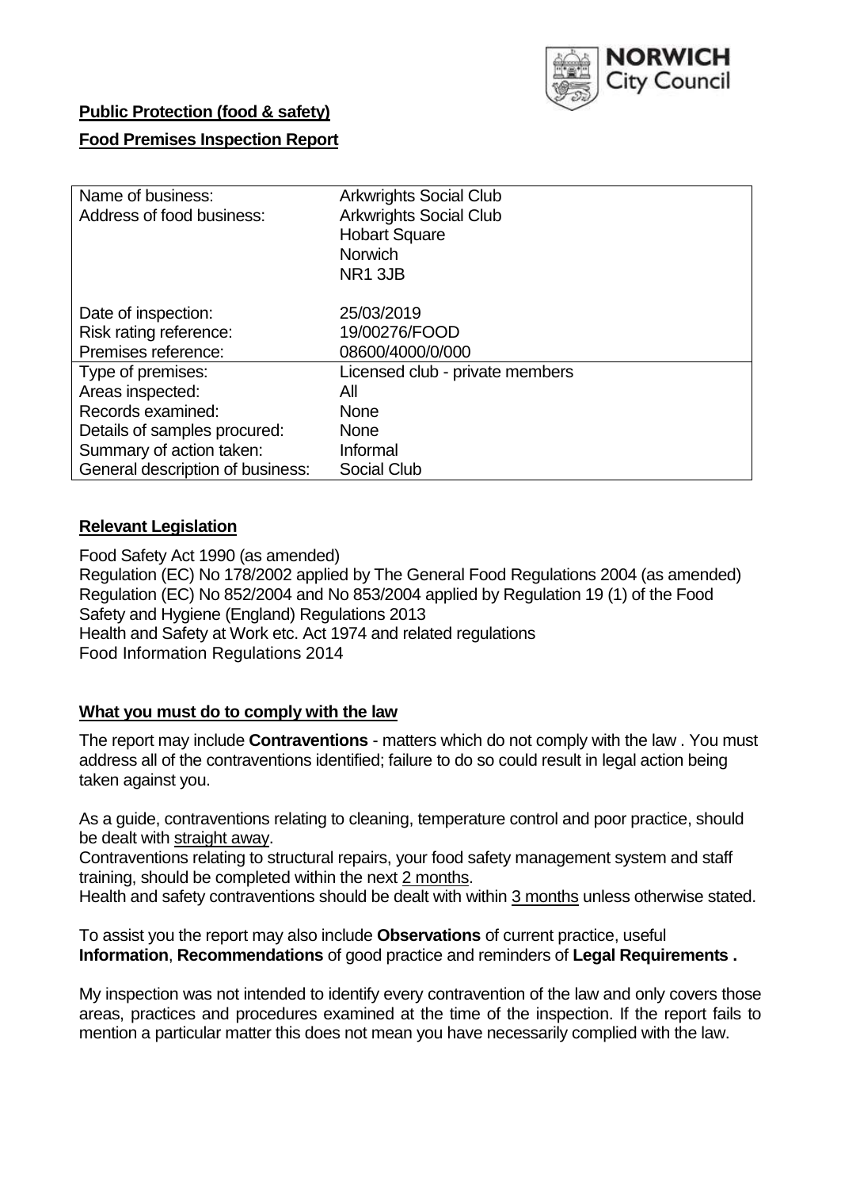**Public Protection (food & safety)**

**Food Premises Inspection Report**

| | |
|---|---|
| Name of business: | Arkwrights Social Club |
| Address of food business: | Arkwrights Social Club<br>Hobart Square<br>Norwich<br>NR1 3JB |
| Date of inspection: | 25/03/2019 |
| Risk rating reference: | 19/00276/FOOD |
| Premises reference: | 08600/4000/0/000 |
| Type of premises: | Licensed club - private members |
| Areas inspected: | All |
| Records examined: | None |
| Details of samples procured: | None |
| Summary of action taken: | Informal |
| General description of business: | Social Club |

## Relevant Legislation

Food Safety Act 1990 (as amended)
Regulation (EC) No 178/2002 applied by The General Food Regulations 2004 (as amended)
Regulation (EC) No 852/2004 and No 853/2004 applied by Regulation 19 (1) of the Food Safety and Hygiene (England) Regulations 2013
Health and Safety at Work etc. Act 1974 and related regulations
Food Information Regulations 2014

## What you must do to comply with the law

The report may include **Contraventions** - matters which do not comply with the law . You must address all of the contraventions identified; failure to do so could result in legal action being taken against you.

As a guide, contraventions relating to cleaning, temperature control and poor practice, should be dealt with straight away.
Contraventions relating to structural repairs, your food safety management system and staff training, should be completed within the next 2 months.
Health and safety contraventions should be dealt with within 3 months unless otherwise stated.

To assist you the report may also include **Observations** of current practice, useful **Information**, **Recommendations** of good practice and reminders of **Legal Requirements .**

My inspection was not intended to identify every contravention of the law and only covers those areas, practices and procedures examined at the time of the inspection. If the report fails to mention a particular matter this does not mean you have necessarily complied with the law.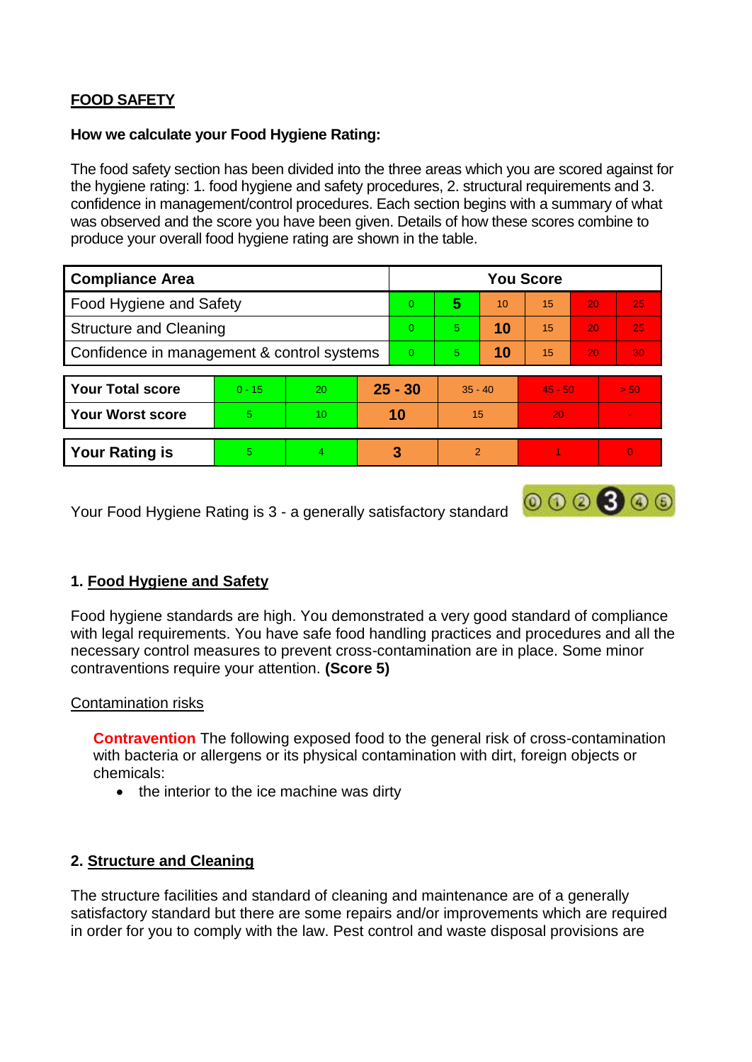## FOOD SAFETY

**How we calculate your Food Hygiene Rating:**

The food safety section has been divided into the three areas which you are scored against for the hygiene rating: 1. food hygiene and safety procedures, 2. structural requirements and 3. confidence in management/control procedures. Each section begins with a summary of what was observed and the score you have been given. Details of how these scores combine to produce your overall food hygiene rating are shown in the table.

| Compliance Area | You Score | | | | | |
|---|---|---|---|---|---|---|
| Food Hygiene and Safety | 0 | **5** | 10 | 15 | 20 | 25 |
| Structure and Cleaning | 0 | 5 | **10** | 15 | 20 | 25 |
| Confidence in management & control systems | 0 | 5 | **10** | 15 | 20 | 30 |

| | | | | | | |
|---|---|---|---|---|---|---|
| **Your Total score** | 0 - 15 | 20 | **25 - 30** | 35 - 40 | 45 - 50 | > 50 |
| **Your Worst score** | 5 | 10 | **10** | 15 | 20 | - |
| **Your Rating is** | 5 | 4 | **3** | 2 | 1 | 0 |

Your Food Hygiene Rating is 3 - a generally satisfactory standard

### 1. Food Hygiene and Safety

Food hygiene standards are high. You demonstrated a very good standard of compliance with legal requirements. You have safe food handling practices and procedures and all the necessary control measures to prevent cross-contamination are in place. Some minor contraventions require your attention. **(Score 5)**

Contamination risks

**Contravention** The following exposed food to the general risk of cross-contamination with bacteria or allergens or its physical contamination with dirt, foreign objects or chemicals:

- the interior to the ice machine was dirty

### 2. Structure and Cleaning

The structure facilities and standard of cleaning and maintenance are of a generally satisfactory standard but there are some repairs and/or improvements which are required in order for you to comply with the law. Pest control and waste disposal provisions are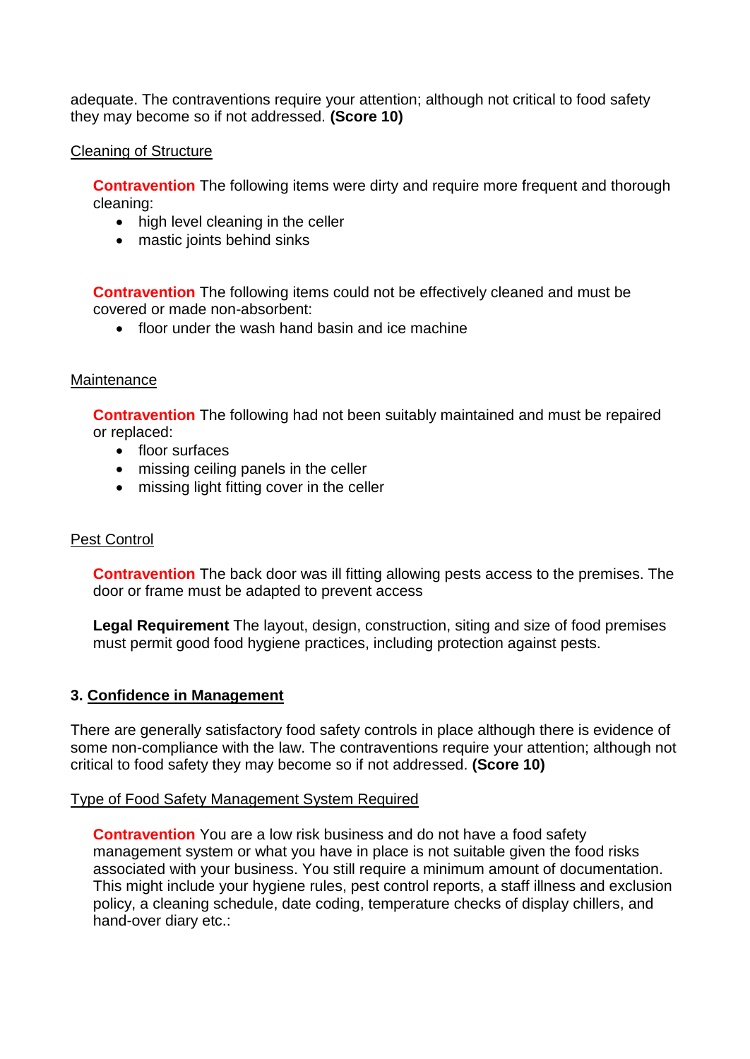adequate. The contraventions require your attention; although not critical to food safety they may become so if not addressed. **(Score 10)**

Cleaning of Structure

**Contravention** The following items were dirty and require more frequent and thorough cleaning:

- high level cleaning in the celler
- mastic joints behind sinks

**Contravention** The following items could not be effectively cleaned and must be covered or made non-absorbent:

- floor under the wash hand basin and ice machine

Maintenance

**Contravention** The following had not been suitably maintained and must be repaired or replaced:

- floor surfaces
- missing ceiling panels in the celler
- missing light fitting cover in the celler

Pest Control

**Contravention** The back door was ill fitting allowing pests access to the premises. The door or frame must be adapted to prevent access

**Legal Requirement** The layout, design, construction, siting and size of food premises must permit good food hygiene practices, including protection against pests.

## 3. Confidence in Management

There are generally satisfactory food safety controls in place although there is evidence of some non-compliance with the law. The contraventions require your attention; although not critical to food safety they may become so if not addressed. **(Score 10)**

Type of Food Safety Management System Required

**Contravention** You are a low risk business and do not have a food safety management system or what you have in place is not suitable given the food risks associated with your business. You still require a minimum amount of documentation. This might include your hygiene rules, pest control reports, a staff illness and exclusion policy, a cleaning schedule, date coding, temperature checks of display chillers, and hand-over diary etc.: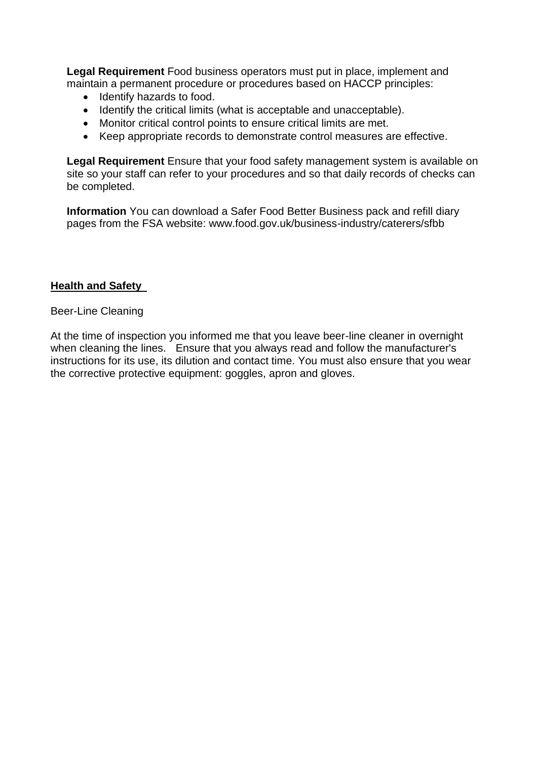**Legal Requirement** Food business operators must put in place, implement and maintain a permanent procedure or procedures based on HACCP principles:

- Identify hazards to food.
- Identify the critical limits (what is acceptable and unacceptable).
- Monitor critical control points to ensure critical limits are met.
- Keep appropriate records to demonstrate control measures are effective.

**Legal Requirement** Ensure that your food safety management system is available on site so your staff can refer to your procedures and so that daily records of checks can be completed.

**Information** You can download a Safer Food Better Business pack and refill diary pages from the FSA website: www.food.gov.uk/business-industry/caterers/sfbb

## Health and Safety

Beer-Line Cleaning

At the time of inspection you informed me that you leave beer-line cleaner in overnight when cleaning the lines. Ensure that you always read and follow the manufacturer's instructions for its use, its dilution and contact time. You must also ensure that you wear the corrective protective equipment: goggles, apron and gloves.